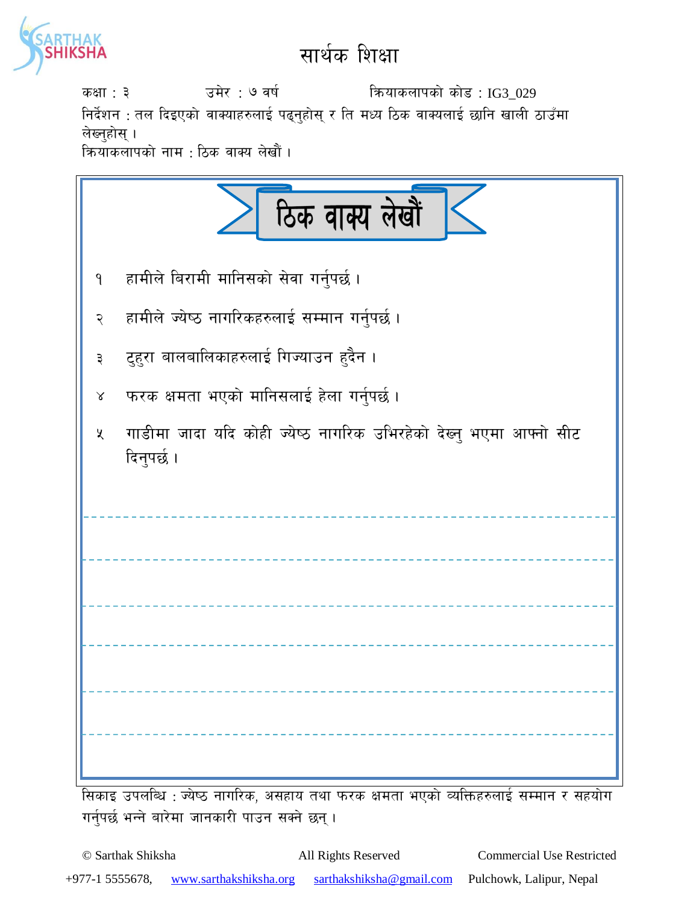# सार्थक शिक्षा

कक्षा : ३ उमेर : ७ वर्ष क्रियाकलापको कोड : IG3_029

निर्देशन : तल दिइएको वाक्याहरुलाई पढ्नुहोस् र ति मध्य ठिक वाक्यलाई छानि खाली ठाउँमा लेख्नुहोस् ।

क्रियाकलापको नाम : ठिक वाक्य लेखौं ।

## ठिक वाक्य लेखौं

१ हामीले बिरामी मानिसको सेवा गर्नुपर्छ ।

२ हामीले ज्येष्ठ नागरिकहरुलाई सम्मान गर्नुपर्छ ।

३ टुहुरा बालबालिकाहरुलाई गिज्याउन हुदैन ।

४ फरक क्षमता भएको मानिसलाई हेला गर्नुपर्छ ।

५ गाडीमा जादा यदि कोही ज्येष्ठ नागरिक उभिरहेको देख्नु भएमा आफ्नो सीट दिनुपर्छ ।

---

---

---

---

---

---

सिकाइ उपलब्धि : ज्येष्ठ नागरिक, असहाय तथा फरक क्षमता भएको व्यक्तिहरुलाई सम्मान र सहयोग गर्नुपर्छ भन्ने बारेमा जानकारी पाउन सक्ने छन् ।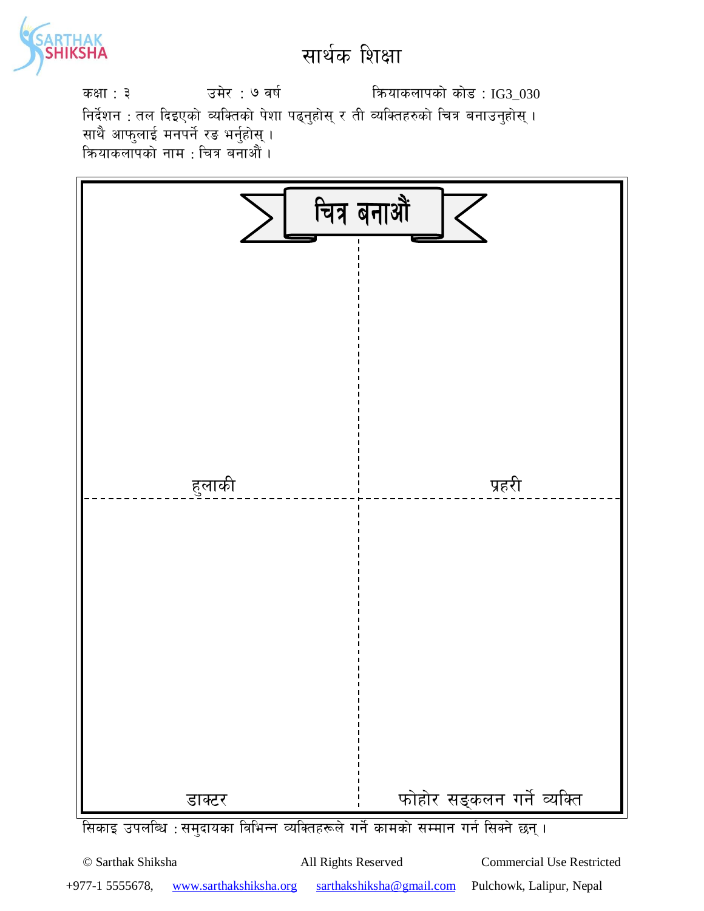# सार्थक शिक्षा

कक्षा : ३ उमेर : ७ वर्ष क्रियाकलापको कोड : IG3_030

निर्देशन : तल दिइएको व्यक्तिको पेशा पढ्नुहोस् र ती व्यक्तिहरुको चित्र बनाउनुहोस् । साथै आफुलाई मनपर्ने रङ भर्नुहोस् ।

क्रियाकलापको नाम : चित्र बनाऔं ।

## चित्र बनाऔं

| | |
|---|---|
| हुलाकी | प्रहरी |
| डाक्टर | फोहोर सङ्कलन गर्ने व्यक्ति |

सिकाइ उपलब्धि : समुदायका विभिन्न व्यक्तिहरूले गर्ने कामको सम्मान गर्न सिक्ने छन् ।

© Sarthak Shiksha All Rights Reserved Commercial Use Restricted

+977-1 5555678, www.sarthakshiksha.org sarthakshiksha@gmail.com Pulchowk, Lalipur, Nepal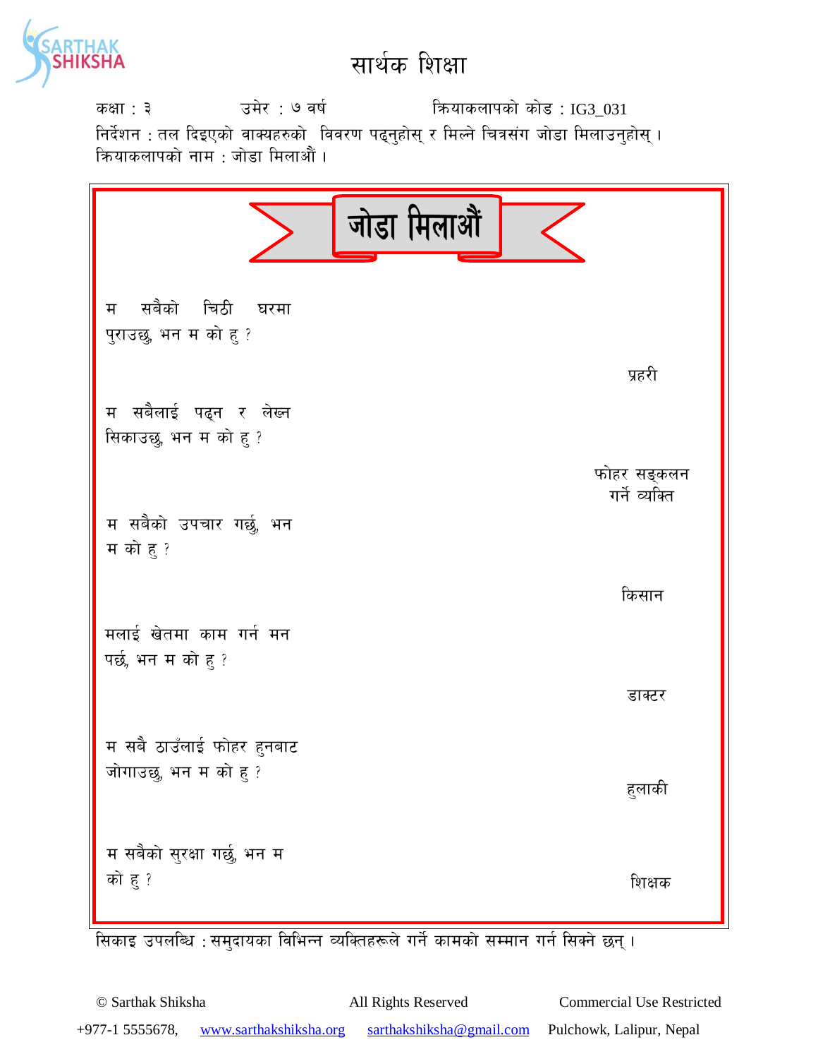सार्थक शिक्षा

कक्षा : ३　　　उमेर : ७ वर्ष　　　क्रियाकलापको कोड : IG3_031

निर्देशन : तल दिइएको वाक्यहरुको विवरण पढ्नुहोस् र मिल्ने चित्रसंग जोडा मिलाउनुहोस् ।

क्रियाकलापको नाम : जोडा मिलाऔं ।

# जोडा मिलाऔं

| | |
|---|---|
| म सबैको चिठी घरमा पुराउछु, भन म को हु ? | प्रहरी |
| म सबैलाई पढ्न र लेख्न सिकाउछु, भन म को हु ? | फोहर सङ्कलन गर्ने व्यक्ति |
| म सबैको उपचार गर्छु, भन म को हु ? | किसान |
| मलाई खेतमा काम गर्न मन पर्छ, भन म को हु ? | डाक्टर |
| म सबै ठाउँलाई फोहर हुनबाट जोगाउछु, भन म को हु ? | हुलाकी |
| म सबैको सुरक्षा गर्छु, भन म को हु ? | शिक्षक |

सिकाइ उपलब्धि : समुदायका विभिन्न व्यक्तिहरूले गर्ने कामको सम्मान गर्न सिक्ने छन् ।